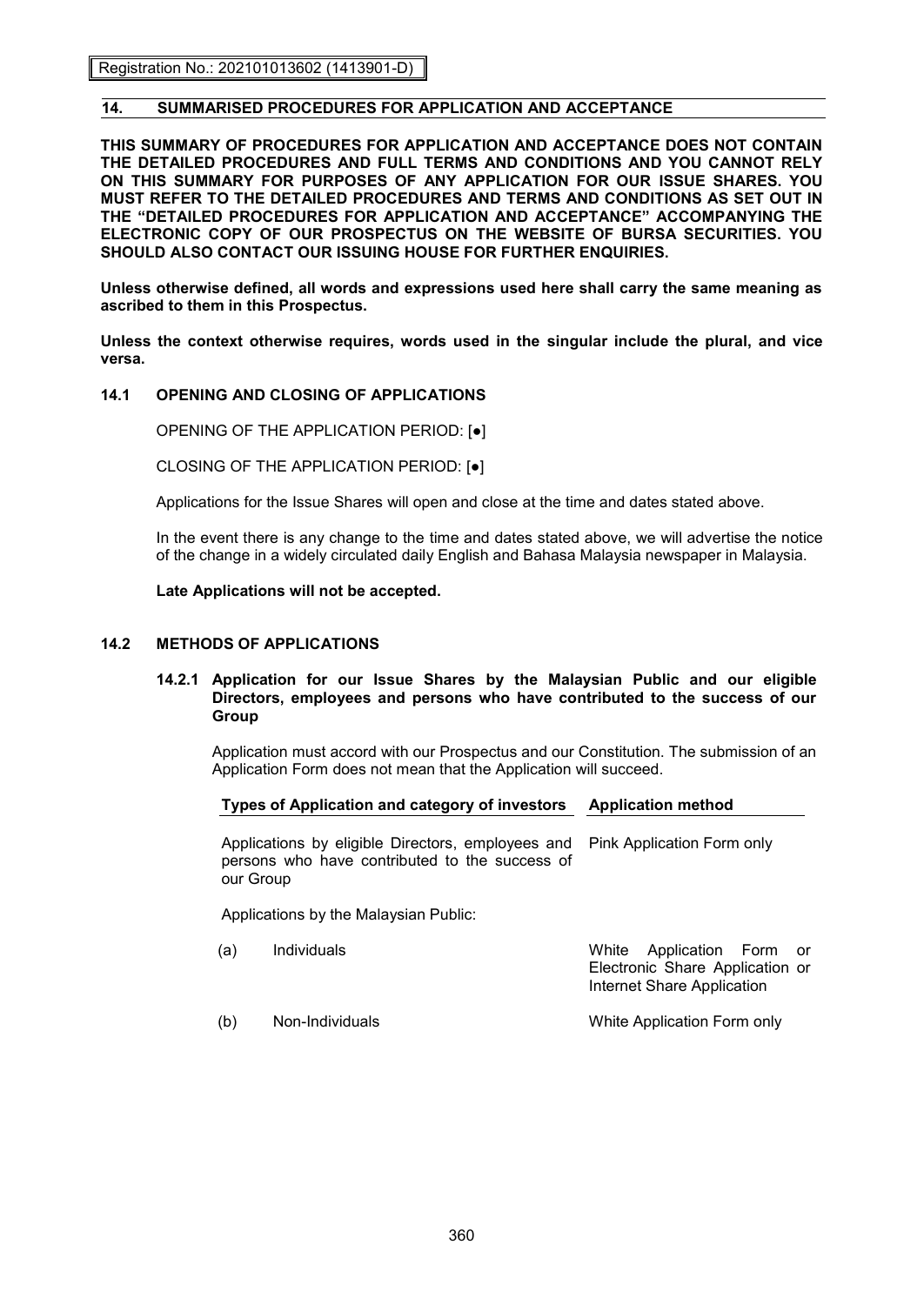## 14. SUMMARISED PROCEDURES FOR APPLICATION AND ACCEPTANCE

**THIS SUMMARY OF PROCEDURES FOR APPLICATION AND ACCEPTANCE DOES NOT CONTAIN THE DETAILED PROCEDURES AND FULL TERMS AND CONDITIONS AND YOU CANNOT RELY ON THIS SUMMARY FOR PURPOSES OF ANY APPLICATION FOR OUR ISSUE SHARES. YOU MUST REFER TO THE DETAILED PROCEDURES AND TERMS AND CONDITIONS AS SET OUT IN THE "DETAILED PROCEDURES FOR APPLICATION AND ACCEPTANCE" ACCOMPANYING THE ELECTRONIC COPY OF OUR PROSPECTUS ON THE WEBSITE OF BURSA SECURITIES. YOU SHOULD ALSO CONTACT OUR ISSUING HOUSE FOR FURTHER ENQUIRIES.**

**Unless otherwise defined, all words and expressions used here shall carry the same meaning as ascribed to them in this Prospectus.**

**Unless the context otherwise requires, words used in the singular include the plural, and vice versa.**

### 14.1 OPENING AND CLOSING OF APPLICATIONS

OPENING OF THE APPLICATION PERIOD: [●]

CLOSING OF THE APPLICATION PERIOD: [●]

Applications for the Issue Shares will open and close at the time and dates stated above.

In the event there is any change to the time and dates stated above, we will advertise the notice of the change in a widely circulated daily English and Bahasa Malaysia newspaper in Malaysia.

**Late Applications will not be accepted.**

### 14.2 METHODS OF APPLICATIONS

#### 14.2.1 Application for our Issue Shares by the Malaysian Public and our eligible Directors, employees and persons who have contributed to the success of our Group

Application must accord with our Prospectus and our Constitution. The submission of an Application Form does not mean that the Application will succeed.

| Types of Application and category of investors | Application method |
|---|---|
| Applications by eligible Directors, employees and persons who have contributed to the success of our Group | Pink Application Form only |
| Applications by the Malaysian Public: | |
| (a) Individuals | White Application Form or Electronic Share Application or Internet Share Application |
| (b) Non-Individuals | White Application Form only |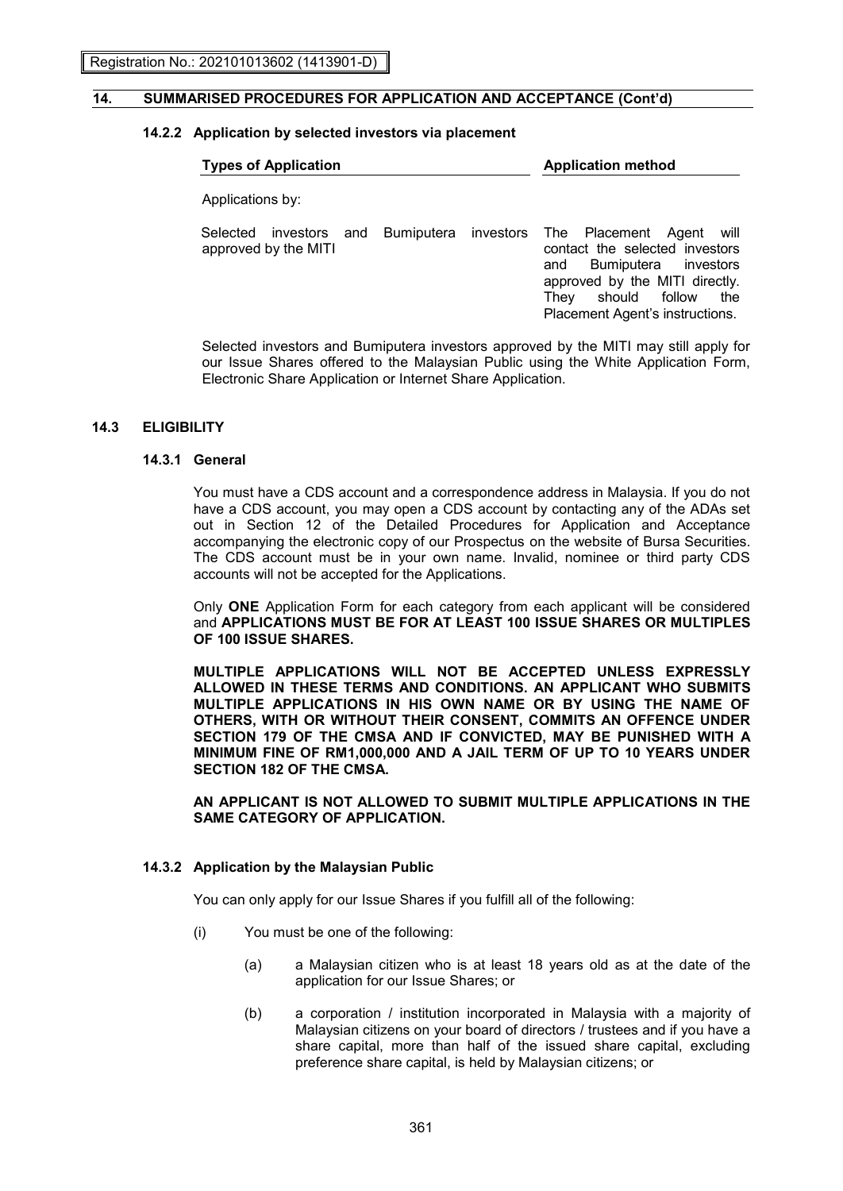## 14. SUMMARISED PROCEDURES FOR APPLICATION AND ACCEPTANCE (Cont'd)

### 14.2.2 Application by selected investors via placement

| Types of Application | Application method |
| --- | --- |
| Applications by: | |
| Selected investors and Bumiputera investors approved by the MITI | The Placement Agent will contact the selected investors and Bumiputera investors approved by the MITI directly. They should follow the Placement Agent's instructions. |

Selected investors and Bumiputera investors approved by the MITI may still apply for our Issue Shares offered to the Malaysian Public using the White Application Form, Electronic Share Application or Internet Share Application.

## 14.3 ELIGIBILITY

### 14.3.1 General

You must have a CDS account and a correspondence address in Malaysia. If you do not have a CDS account, you may open a CDS account by contacting any of the ADAs set out in Section 12 of the Detailed Procedures for Application and Acceptance accompanying the electronic copy of our Prospectus on the website of Bursa Securities. The CDS account must be in your own name. Invalid, nominee or third party CDS accounts will not be accepted for the Applications.

Only **ONE** Application Form for each category from each applicant will be considered and **APPLICATIONS MUST BE FOR AT LEAST 100 ISSUE SHARES OR MULTIPLES OF 100 ISSUE SHARES.**

**MULTIPLE APPLICATIONS WILL NOT BE ACCEPTED UNLESS EXPRESSLY ALLOWED IN THESE TERMS AND CONDITIONS. AN APPLICANT WHO SUBMITS MULTIPLE APPLICATIONS IN HIS OWN NAME OR BY USING THE NAME OF OTHERS, WITH OR WITHOUT THEIR CONSENT, COMMITS AN OFFENCE UNDER SECTION 179 OF THE CMSA AND IF CONVICTED, MAY BE PUNISHED WITH A MINIMUM FINE OF RM1,000,000 AND A JAIL TERM OF UP TO 10 YEARS UNDER SECTION 182 OF THE CMSA.**

**AN APPLICANT IS NOT ALLOWED TO SUBMIT MULTIPLE APPLICATIONS IN THE SAME CATEGORY OF APPLICATION.**

### 14.3.2 Application by the Malaysian Public

You can only apply for our Issue Shares if you fulfill all of the following:

(i) You must be one of the following:

  (a) a Malaysian citizen who is at least 18 years old as at the date of the application for our Issue Shares; or

  (b) a corporation / institution incorporated in Malaysia with a majority of Malaysian citizens on your board of directors / trustees and if you have a share capital, more than half of the issued share capital, excluding preference share capital, is held by Malaysian citizens; or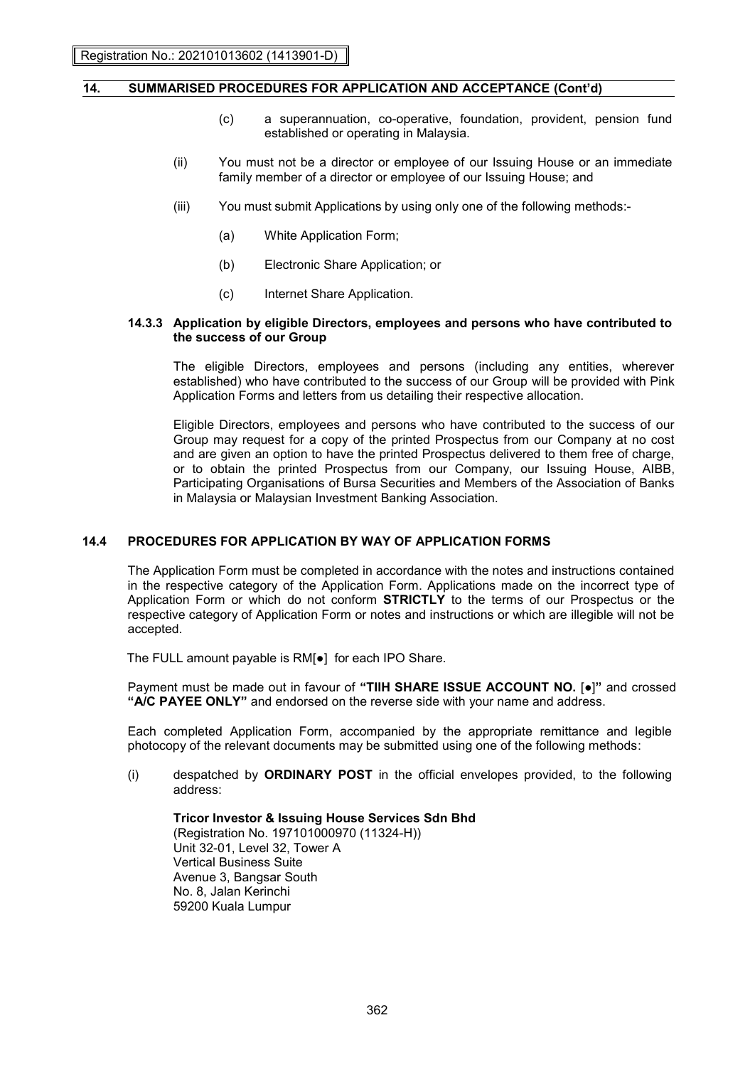## 14. SUMMARISED PROCEDURES FOR APPLICATION AND ACCEPTANCE (Cont'd)

(c) a superannuation, co-operative, foundation, provident, pension fund established or operating in Malaysia.

(ii) You must not be a director or employee of our Issuing House or an immediate family member of a director or employee of our Issuing House; and

(iii) You must submit Applications by using only one of the following methods:-

(a) White Application Form;

(b) Electronic Share Application; or

(c) Internet Share Application.

### 14.3.3 Application by eligible Directors, employees and persons who have contributed to the success of our Group

The eligible Directors, employees and persons (including any entities, wherever established) who have contributed to the success of our Group will be provided with Pink Application Forms and letters from us detailing their respective allocation.

Eligible Directors, employees and persons who have contributed to the success of our Group may request for a copy of the printed Prospectus from our Company at no cost and are given an option to have the printed Prospectus delivered to them free of charge, or to obtain the printed Prospectus from our Company, our Issuing House, AIBB, Participating Organisations of Bursa Securities and Members of the Association of Banks in Malaysia or Malaysian Investment Banking Association.

### 14.4 PROCEDURES FOR APPLICATION BY WAY OF APPLICATION FORMS

The Application Form must be completed in accordance with the notes and instructions contained in the respective category of the Application Form. Applications made on the incorrect type of Application Form or which do not conform **STRICTLY** to the terms of our Prospectus or the respective category of Application Form or notes and instructions or which are illegible will not be accepted.

The FULL amount payable is RM[●] for each IPO Share.

Payment must be made out in favour of **"TIIH SHARE ISSUE ACCOUNT NO. [●]"** and crossed **"A/C PAYEE ONLY"** and endorsed on the reverse side with your name and address.

Each completed Application Form, accompanied by the appropriate remittance and legible photocopy of the relevant documents may be submitted using one of the following methods:

(i) despatched by **ORDINARY POST** in the official envelopes provided, to the following address:

**Tricor Investor & Issuing House Services Sdn Bhd**
(Registration No. 197101000970 (11324-H))
Unit 32-01, Level 32, Tower A
Vertical Business Suite
Avenue 3, Bangsar South
No. 8, Jalan Kerinchi
59200 Kuala Lumpur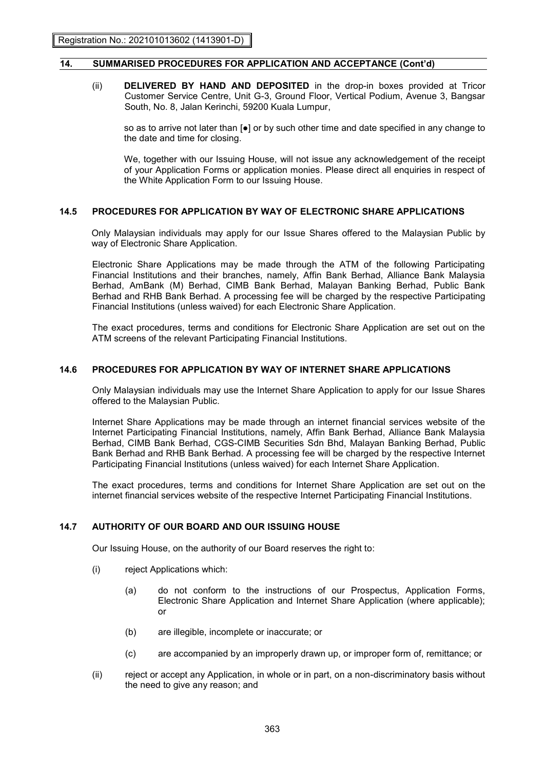## 14. SUMMARISED PROCEDURES FOR APPLICATION AND ACCEPTANCE (Cont'd)

(ii) **DELIVERED BY HAND AND DEPOSITED** in the drop-in boxes provided at Tricor Customer Service Centre, Unit G-3, Ground Floor, Vertical Podium, Avenue 3, Bangsar South, No. 8, Jalan Kerinchi, 59200 Kuala Lumpur,

so as to arrive not later than [●] or by such other time and date specified in any change to the date and time for closing.

We, together with our Issuing House, will not issue any acknowledgement of the receipt of your Application Forms or application monies. Please direct all enquiries in respect of the White Application Form to our Issuing House.

### 14.5 PROCEDURES FOR APPLICATION BY WAY OF ELECTRONIC SHARE APPLICATIONS

Only Malaysian individuals may apply for our Issue Shares offered to the Malaysian Public by way of Electronic Share Application.

Electronic Share Applications may be made through the ATM of the following Participating Financial Institutions and their branches, namely, Affin Bank Berhad, Alliance Bank Malaysia Berhad, AmBank (M) Berhad, CIMB Bank Berhad, Malayan Banking Berhad, Public Bank Berhad and RHB Bank Berhad. A processing fee will be charged by the respective Participating Financial Institutions (unless waived) for each Electronic Share Application.

The exact procedures, terms and conditions for Electronic Share Application are set out on the ATM screens of the relevant Participating Financial Institutions.

### 14.6 PROCEDURES FOR APPLICATION BY WAY OF INTERNET SHARE APPLICATIONS

Only Malaysian individuals may use the Internet Share Application to apply for our Issue Shares offered to the Malaysian Public.

Internet Share Applications may be made through an internet financial services website of the Internet Participating Financial Institutions, namely, Affin Bank Berhad, Alliance Bank Malaysia Berhad, CIMB Bank Berhad, CGS-CIMB Securities Sdn Bhd, Malayan Banking Berhad, Public Bank Berhad and RHB Bank Berhad. A processing fee will be charged by the respective Internet Participating Financial Institutions (unless waived) for each Internet Share Application.

The exact procedures, terms and conditions for Internet Share Application are set out on the internet financial services website of the respective Internet Participating Financial Institutions.

### 14.7 AUTHORITY OF OUR BOARD AND OUR ISSUING HOUSE

Our Issuing House, on the authority of our Board reserves the right to:

(i) reject Applications which:

  (a) do not conform to the instructions of our Prospectus, Application Forms, Electronic Share Application and Internet Share Application (where applicable); or

  (b) are illegible, incomplete or inaccurate; or

  (c) are accompanied by an improperly drawn up, or improper form of, remittance; or

(ii) reject or accept any Application, in whole or in part, on a non-discriminatory basis without the need to give any reason; and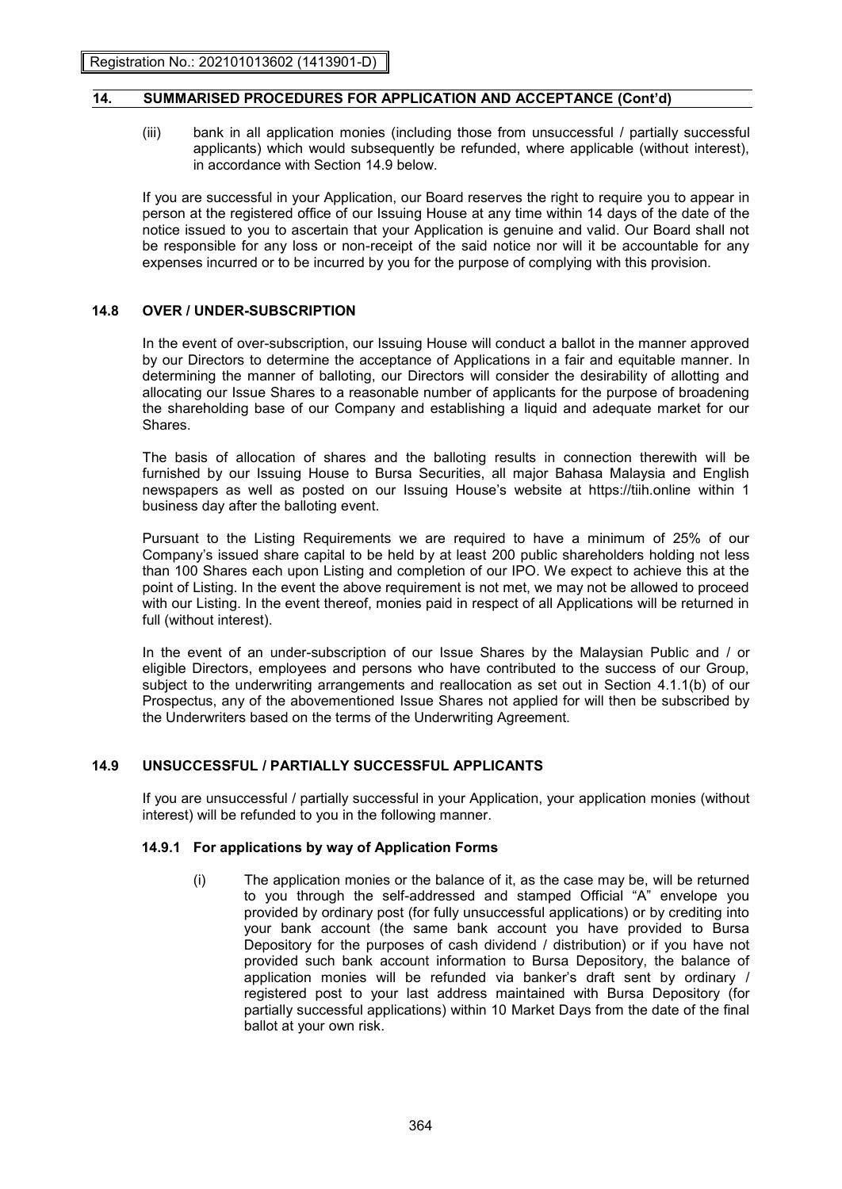## 14. SUMMARISED PROCEDURES FOR APPLICATION AND ACCEPTANCE (Cont'd)

(iii) bank in all application monies (including those from unsuccessful / partially successful applicants) which would subsequently be refunded, where applicable (without interest), in accordance with Section 14.9 below.

If you are successful in your Application, our Board reserves the right to require you to appear in person at the registered office of our Issuing House at any time within 14 days of the date of the notice issued to you to ascertain that your Application is genuine and valid. Our Board shall not be responsible for any loss or non-receipt of the said notice nor will it be accountable for any expenses incurred or to be incurred by you for the purpose of complying with this provision.

### 14.8 OVER / UNDER-SUBSCRIPTION

In the event of over-subscription, our Issuing House will conduct a ballot in the manner approved by our Directors to determine the acceptance of Applications in a fair and equitable manner. In determining the manner of balloting, our Directors will consider the desirability of allotting and allocating our Issue Shares to a reasonable number of applicants for the purpose of broadening the shareholding base of our Company and establishing a liquid and adequate market for our Shares.

The basis of allocation of shares and the balloting results in connection therewith will be furnished by our Issuing House to Bursa Securities, all major Bahasa Malaysia and English newspapers as well as posted on our Issuing House's website at https://tiih.online within 1 business day after the balloting event.

Pursuant to the Listing Requirements we are required to have a minimum of 25% of our Company's issued share capital to be held by at least 200 public shareholders holding not less than 100 Shares each upon Listing and completion of our IPO. We expect to achieve this at the point of Listing. In the event the above requirement is not met, we may not be allowed to proceed with our Listing. In the event thereof, monies paid in respect of all Applications will be returned in full (without interest).

In the event of an under-subscription of our Issue Shares by the Malaysian Public and / or eligible Directors, employees and persons who have contributed to the success of our Group, subject to the underwriting arrangements and reallocation as set out in Section 4.1.1(b) of our Prospectus, any of the abovementioned Issue Shares not applied for will then be subscribed by the Underwriters based on the terms of the Underwriting Agreement.

### 14.9 UNSUCCESSFUL / PARTIALLY SUCCESSFUL APPLICANTS

If you are unsuccessful / partially successful in your Application, your application monies (without interest) will be refunded to you in the following manner.

#### 14.9.1 For applications by way of Application Forms

(i) The application monies or the balance of it, as the case may be, will be returned to you through the self-addressed and stamped Official "A" envelope you provided by ordinary post (for fully unsuccessful applications) or by crediting into your bank account (the same bank account you have provided to Bursa Depository for the purposes of cash dividend / distribution) or if you have not provided such bank account information to Bursa Depository, the balance of application monies will be refunded via banker's draft sent by ordinary / registered post to your last address maintained with Bursa Depository (for partially successful applications) within 10 Market Days from the date of the final ballot at your own risk.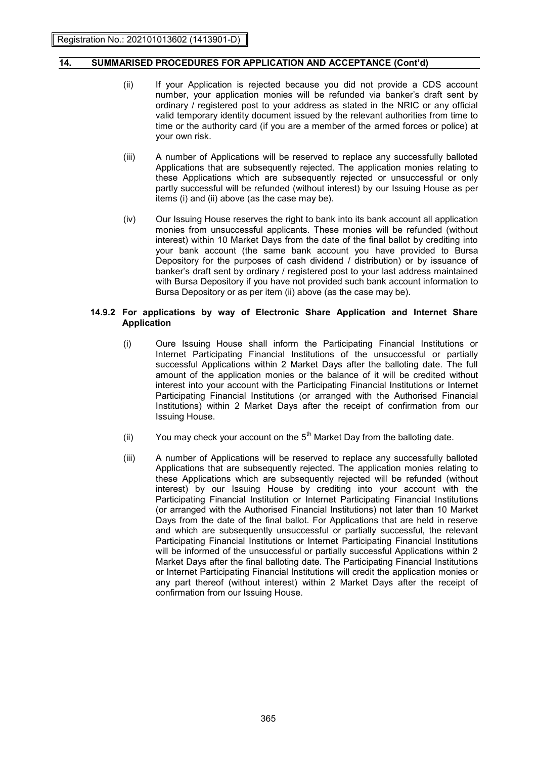## 14. SUMMARISED PROCEDURES FOR APPLICATION AND ACCEPTANCE (Cont'd)

(ii) If your Application is rejected because you did not provide a CDS account number, your application monies will be refunded via banker's draft sent by ordinary / registered post to your address as stated in the NRIC or any official valid temporary identity document issued by the relevant authorities from time to time or the authority card (if you are a member of the armed forces or police) at your own risk.

(iii) A number of Applications will be reserved to replace any successfully balloted Applications that are subsequently rejected. The application monies relating to these Applications which are subsequently rejected or unsuccessful or only partly successful will be refunded (without interest) by our Issuing House as per items (i) and (ii) above (as the case may be).

(iv) Our Issuing House reserves the right to bank into its bank account all application monies from unsuccessful applicants. These monies will be refunded (without interest) within 10 Market Days from the date of the final ballot by crediting into your bank account (the same bank account you have provided to Bursa Depository for the purposes of cash dividend / distribution) or by issuance of banker's draft sent by ordinary / registered post to your last address maintained with Bursa Depository if you have not provided such bank account information to Bursa Depository or as per item (ii) above (as the case may be).

### 14.9.2 For applications by way of Electronic Share Application and Internet Share Application

(i) Oure Issuing House shall inform the Participating Financial Institutions or Internet Participating Financial Institutions of the unsuccessful or partially successful Applications within 2 Market Days after the balloting date. The full amount of the application monies or the balance of it will be credited without interest into your account with the Participating Financial Institutions or Internet Participating Financial Institutions (or arranged with the Authorised Financial Institutions) within 2 Market Days after the receipt of confirmation from our Issuing House.

(ii) You may check your account on the 5th Market Day from the balloting date.

(iii) A number of Applications will be reserved to replace any successfully balloted Applications that are subsequently rejected. The application monies relating to these Applications which are subsequently rejected will be refunded (without interest) by our Issuing House by crediting into your account with the Participating Financial Institution or Internet Participating Financial Institutions (or arranged with the Authorised Financial Institutions) not later than 10 Market Days from the date of the final ballot. For Applications that are held in reserve and which are subsequently unsuccessful or partially successful, the relevant Participating Financial Institutions or Internet Participating Financial Institutions will be informed of the unsuccessful or partially successful Applications within 2 Market Days after the final balloting date. The Participating Financial Institutions or Internet Participating Financial Institutions will credit the application monies or any part thereof (without interest) within 2 Market Days after the receipt of confirmation from our Issuing House.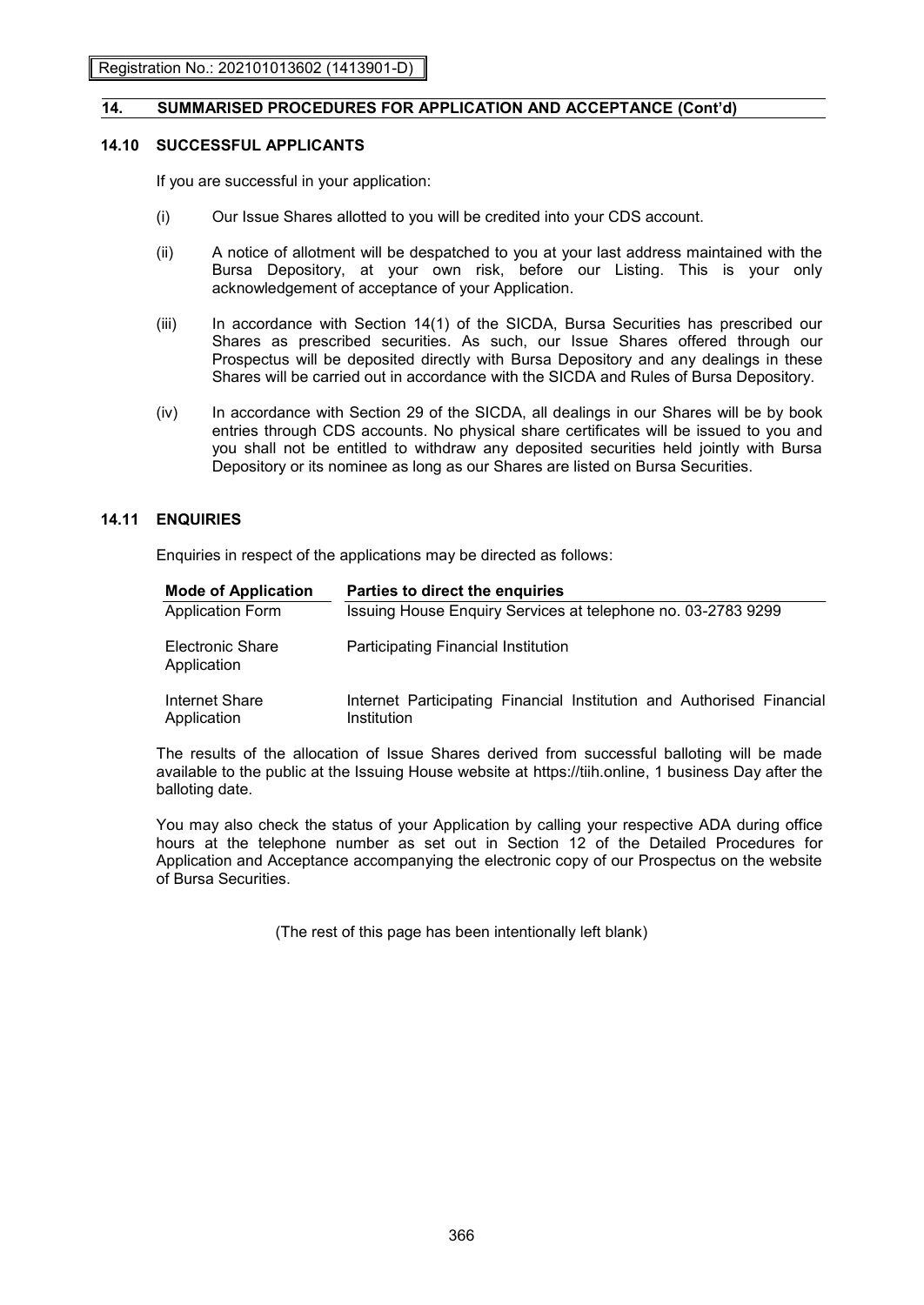## 14. SUMMARISED PROCEDURES FOR APPLICATION AND ACCEPTANCE (Cont'd)

### 14.10 SUCCESSFUL APPLICANTS

If you are successful in your application:

(i) Our Issue Shares allotted to you will be credited into your CDS account.

(ii) A notice of allotment will be despatched to you at your last address maintained with the Bursa Depository, at your own risk, before our Listing. This is your only acknowledgement of acceptance of your Application.

(iii) In accordance with Section 14(1) of the SICDA, Bursa Securities has prescribed our Shares as prescribed securities. As such, our Issue Shares offered through our Prospectus will be deposited directly with Bursa Depository and any dealings in these Shares will be carried out in accordance with the SICDA and Rules of Bursa Depository.

(iv) In accordance with Section 29 of the SICDA, all dealings in our Shares will be by book entries through CDS accounts. No physical share certificates will be issued to you and you shall not be entitled to withdraw any deposited securities held jointly with Bursa Depository or its nominee as long as our Shares are listed on Bursa Securities.

### 14.11 ENQUIRIES

Enquiries in respect of the applications may be directed as follows:

| Mode of Application | Parties to direct the enquiries |
|---|---|
| Application Form | Issuing House Enquiry Services at telephone no. 03-2783 9299 |
| Electronic Share Application | Participating Financial Institution |
| Internet Share Application | Internet Participating Financial Institution and Authorised Financial Institution |

The results of the allocation of Issue Shares derived from successful balloting will be made available to the public at the Issuing House website at https://tiih.online, 1 business Day after the balloting date.

You may also check the status of your Application by calling your respective ADA during office hours at the telephone number as set out in Section 12 of the Detailed Procedures for Application and Acceptance accompanying the electronic copy of our Prospectus on the website of Bursa Securities.

(The rest of this page has been intentionally left blank)